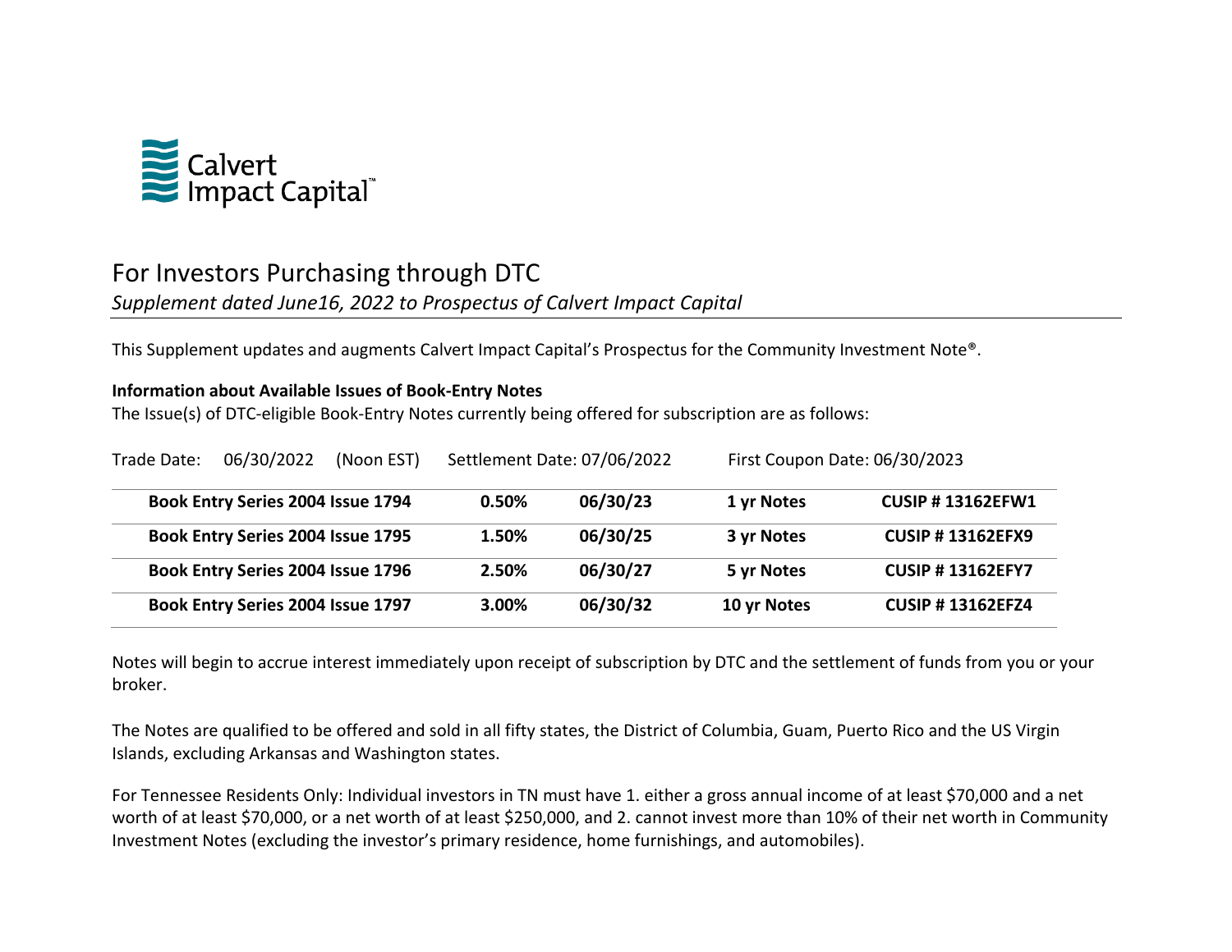Calvert Impact Capital™

# For Investors Purchasing through DTC

*Supplement dated June16, 2022 to Prospectus of Calvert Impact Capital*

This Supplement updates and augments Calvert Impact Capital's Prospectus for the Community Investment Note®.

**Information about Available Issues of Book-Entry Notes**

The Issue(s) of DTC-eligible Book-Entry Notes currently being offered for subscription are as follows:

Trade Date: 06/30/2022 (Noon EST) Settlement Date: 07/06/2022 First Coupon Date: 06/30/2023

| | | | | |
|---|---|---|---|---|
| **Book Entry Series 2004 Issue 1794** | **0.50%** | **06/30/23** | **1 yr Notes** | **CUSIP # 13162EFW1** |
| **Book Entry Series 2004 Issue 1795** | **1.50%** | **06/30/25** | **3 yr Notes** | **CUSIP # 13162EFX9** |
| **Book Entry Series 2004 Issue 1796** | **2.50%** | **06/30/27** | **5 yr Notes** | **CUSIP # 13162EFY7** |
| **Book Entry Series 2004 Issue 1797** | **3.00%** | **06/30/32** | **10 yr Notes** | **CUSIP # 13162EFZ4** |

Notes will begin to accrue interest immediately upon receipt of subscription by DTC and the settlement of funds from you or your broker.

The Notes are qualified to be offered and sold in all fifty states, the District of Columbia, Guam, Puerto Rico and the US Virgin Islands, excluding Arkansas and Washington states.

For Tennessee Residents Only: Individual investors in TN must have 1. either a gross annual income of at least $70,000 and a net worth of at least $70,000, or a net worth of at least $250,000, and 2. cannot invest more than 10% of their net worth in Community Investment Notes (excluding the investor's primary residence, home furnishings, and automobiles).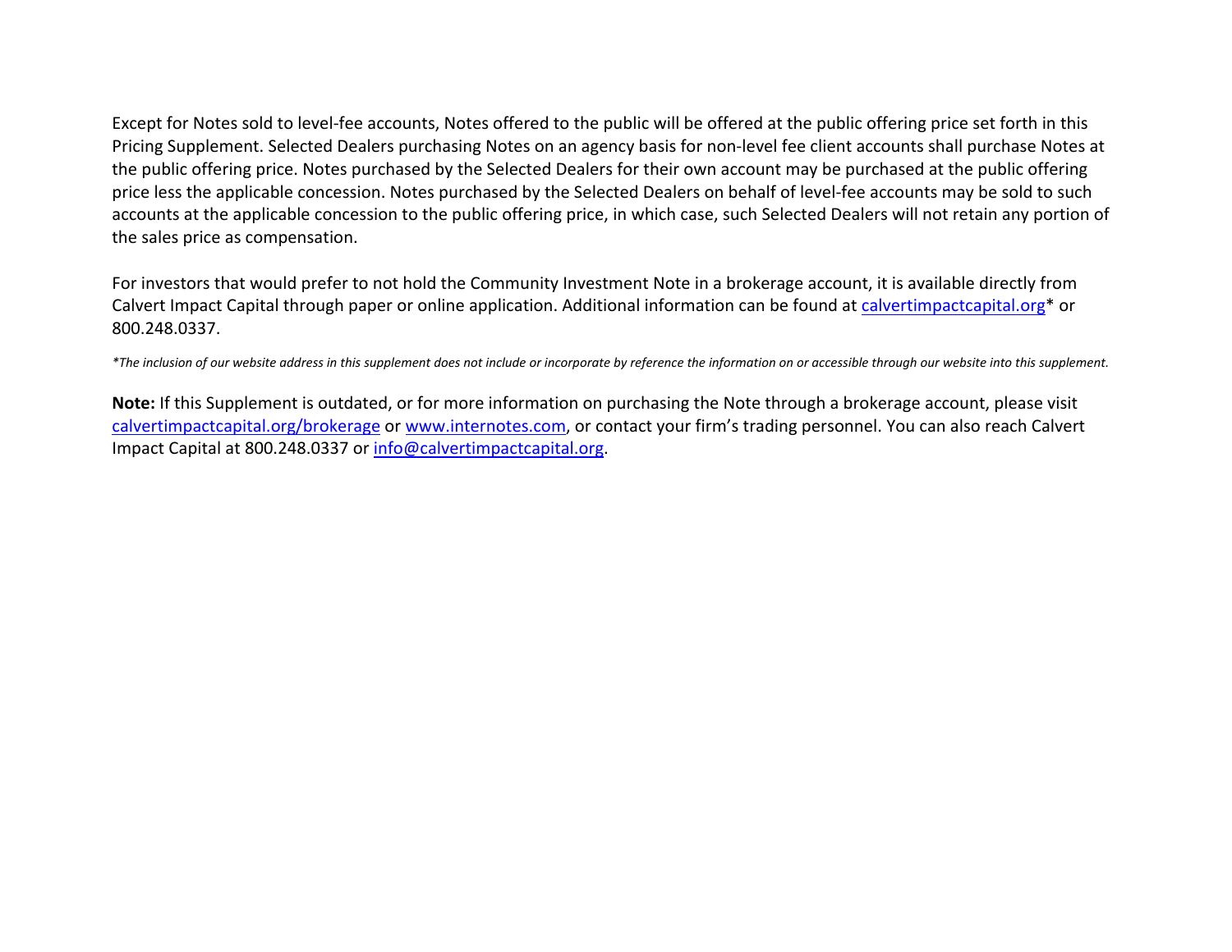Except for Notes sold to level-fee accounts, Notes offered to the public will be offered at the public offering price set forth in this Pricing Supplement. Selected Dealers purchasing Notes on an agency basis for non-level fee client accounts shall purchase Notes at the public offering price. Notes purchased by the Selected Dealers for their own account may be purchased at the public offering price less the applicable concession. Notes purchased by the Selected Dealers on behalf of level-fee accounts may be sold to such accounts at the applicable concession to the public offering price, in which case, such Selected Dealers will not retain any portion of the sales price as compensation.

For investors that would prefer to not hold the Community Investment Note in a brokerage account, it is available directly from Calvert Impact Capital through paper or online application. Additional information can be found at calvertimpactcapital.org* or 800.248.0337.

*\*The inclusion of our website address in this supplement does not include or incorporate by reference the information on or accessible through our website into this supplement.*

**Note:** If this Supplement is outdated, or for more information on purchasing the Note through a brokerage account, please visit calvertimpactcapital.org/brokerage or www.internotes.com, or contact your firm's trading personnel. You can also reach Calvert Impact Capital at 800.248.0337 or info@calvertimpactcapital.org.